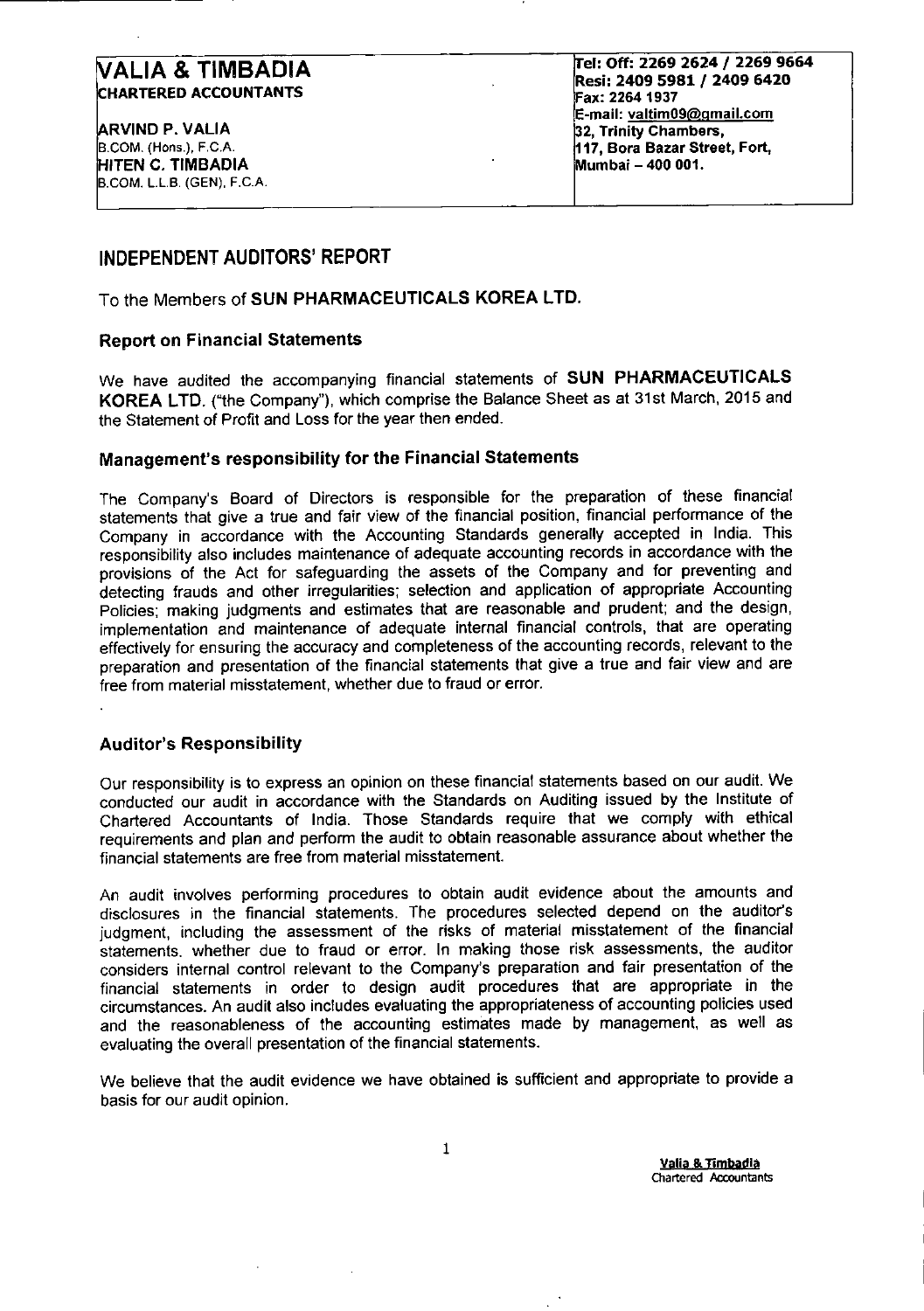# VALIA & TIMBADIA
**CHARTERED ACCOUNTANTS**

**ARVIND P. VALIA**
B.COM. (Hons.), F.C.A.
**HITEN C. TIMBADIA**
B.COM. L.L.B. (GEN), F.C.A.

**Tel: Off: 2269 2624 / 2269 9664**
**Resi: 2409 5981 / 2409 6420**
**Fax: 2264 1937**
**E-mail: valtim09@gmail.com**
**32, Trinity Chambers,**
**117, Bora Bazar Street, Fort,**
**Mumbai – 400 001.**

## INDEPENDENT AUDITORS' REPORT

To the Members of **SUN PHARMACEUTICALS KOREA LTD.**

### Report on Financial Statements

We have audited the accompanying financial statements of **SUN PHARMACEUTICALS KOREA LTD.** ("the Company"), which comprise the Balance Sheet as at 31st March, 2015 and the Statement of Profit and Loss for the year then ended.

### Management's responsibility for the Financial Statements

The Company's Board of Directors is responsible for the preparation of these financial statements that give a true and fair view of the financial position, financial performance of the Company in accordance with the Accounting Standards generally accepted in India. This responsibility also includes maintenance of adequate accounting records in accordance with the provisions of the Act for safeguarding the assets of the Company and for preventing and detecting frauds and other irregularities; selection and application of appropriate Accounting Policies; making judgments and estimates that are reasonable and prudent; and the design, implementation and maintenance of adequate internal financial controls, that are operating effectively for ensuring the accuracy and completeness of the accounting records, relevant to the preparation and presentation of the financial statements that give a true and fair view and are free from material misstatement, whether due to fraud or error.

### Auditor's Responsibility

Our responsibility is to express an opinion on these financial statements based on our audit. We conducted our audit in accordance with the Standards on Auditing issued by the Institute of Chartered Accountants of India. Those Standards require that we comply with ethical requirements and plan and perform the audit to obtain reasonable assurance about whether the financial statements are free from material misstatement.

An audit involves performing procedures to obtain audit evidence about the amounts and disclosures in the financial statements. The procedures selected depend on the auditor's judgment, including the assessment of the risks of material misstatement of the financial statements. whether due to fraud or error. In making those risk assessments, the auditor considers internal control relevant to the Company's preparation and fair presentation of the financial statements in order to design audit procedures that are appropriate in the circumstances. An audit also includes evaluating the appropriateness of accounting policies used and the reasonableness of the accounting estimates made by management, as well as evaluating the overall presentation of the financial statements.

We believe that the audit evidence we have obtained is sufficient and appropriate to provide a basis for our audit opinion.

Valia & Timbadia
Chartered Accountants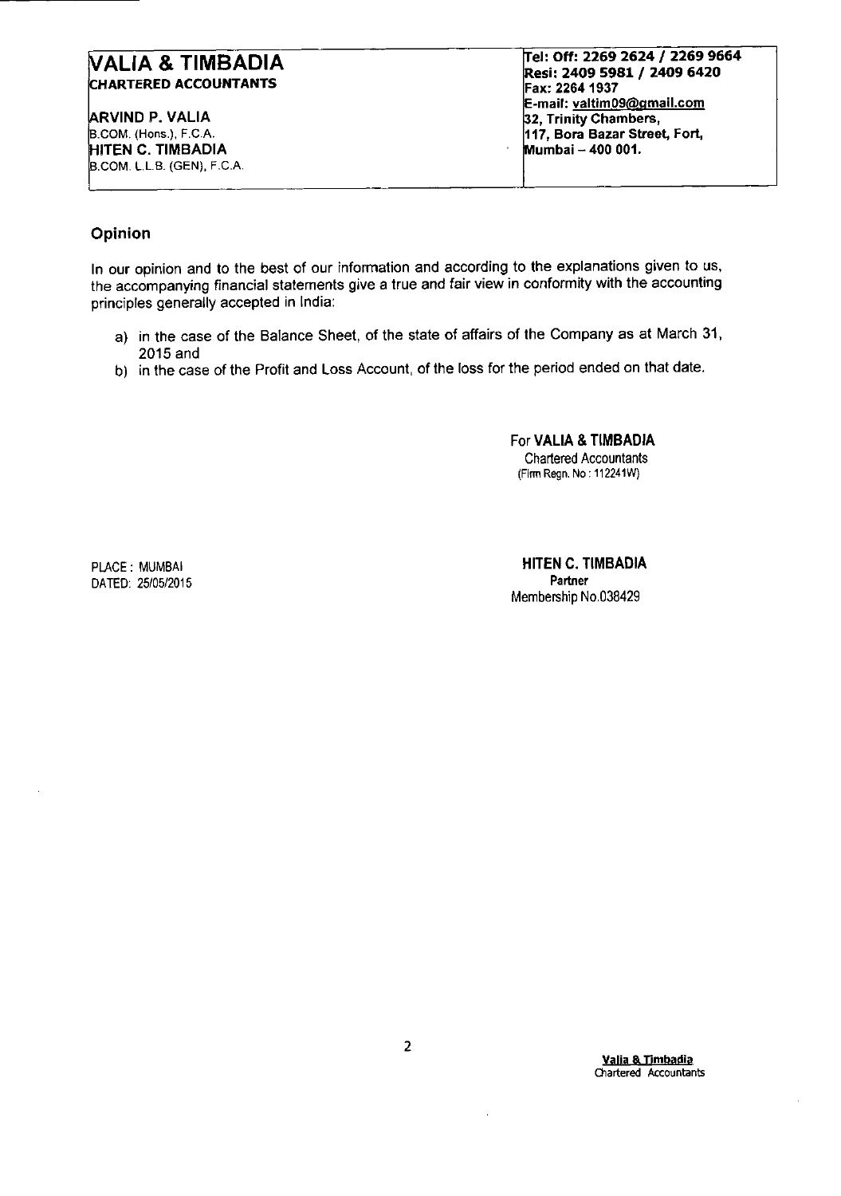| **VALIA & TIMBADIA** | **Tel: Off: 2269 2624 / 2269 9664** |
|---|---|
| **CHARTERED ACCOUNTANTS** | **Resi: 2409 5981 / 2409 6420** |
| | **Fax: 2264 1937** |
| **ARVIND P. VALIA** | **E-mail: valtim09@gmail.com** |
| B.COM. (Hons.), F.C.A. | **32, Trinity Chambers,** |
| **HITEN C. TIMBADIA** | **117, Bora Bazar Street, Fort,** |
| B.COM. L.L.B. (GEN), F.C.A. | **Mumbai – 400 001.** |

## Opinion

In our opinion and to the best of our information and according to the explanations given to us, the accompanying financial statements give a true and fair view in conformity with the accounting principles generally accepted in India:

a) in the case of the Balance Sheet, of the state of affairs of the Company as at March 31, 2015 and
b) in the case of the Profit and Loss Account, of the loss for the period ended on that date.

For **VALIA & TIMBADIA**
Chartered Accountants
(Firm Regn. No : 112241W)

PLACE : MUMBAI
DATED: 25/05/2015

**HITEN C. TIMBADIA**
**Partner**
Membership No.038429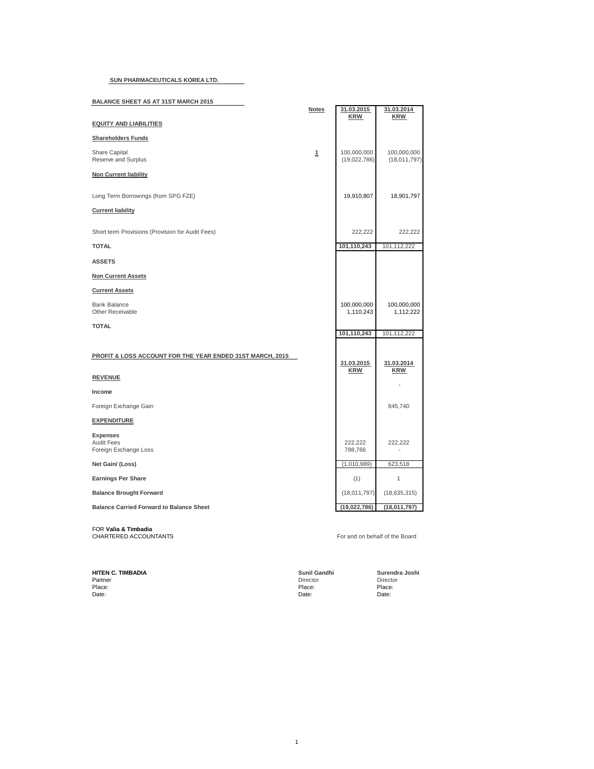**SUN PHARMACEUTICALS KOREA LTD.**

**BALANCE SHEET AS AT 31ST MARCH 2015**

| | Notes | 31.03.2015 KRW | 31.03.2014 KRW |
|---|---|---|---|
| **EQUITY AND LIABILITIES** | | | |
| **Shareholders Funds** | | | |
| Share Capital | 1 | 100,000,000 | 100,000,000 |
| Reserve and Surplus | | (19,022,786) | (18,011,797) |
| **Non Current liability** | | | |
| Long Term Borrowings (from SPG FZE) | | 19,910,807 | 18,901,797 |
| **Current liability** | | | |
| Short term Provisions (Provision for Audit Fees) | | 222,222 | 222,222 |
| **TOTAL** | | **101,110,243** | 101,112,222 |
| **ASSETS** | | | |
| **Non Current Assets** | | | |
| **Current Assets** | | | |
| Bank Balance | | 100,000,000 | 100,000,000 |
| Other Receivable | | 1,110,243 | 1,112,222 |
| **TOTAL** | | **101,110,243** | 101,112,222 |

**PROFIT & LOSS ACCOUNT FOR THE YEAR ENDED 31ST MARCH, 2015**

| | 31.03.2015 KRW | 31.03.2014 KRW |
|---|---|---|
| **REVENUE** | | - |
| **Income** | | |
| Foreign Exchange Gain | | 845,740 |
| **EXPENDITURE** | | |
| **Expenses** | | |
| Audit Fees | 222,222 | 222,222 |
| Foreign Exchange Loss | 788,766 | - |
| **Net Gain/ (Loss)** | (1,010,989) | 623,518 |
| **Earnings Per Share** | (1) | 1 |
| **Balance Brought Forward** | (18,011,797) | (18,635,315) |
| **Balance Carried Forward to Balance Sheet** | **(19,022,786)** | **(18,011,797)** |

FOR **Valia & Timbadia**
CHARTERED ACCOUNTANTS

For and on behalf of the Board

| | | |
|---|---|---|
| **HITEN C. TIMBADIA** | **Sunil Gandhi** | **Surendra Joshi** |
| Partner | Director | Director |
| Place: | Place: | Place: |
| Date: | Date: | Date: |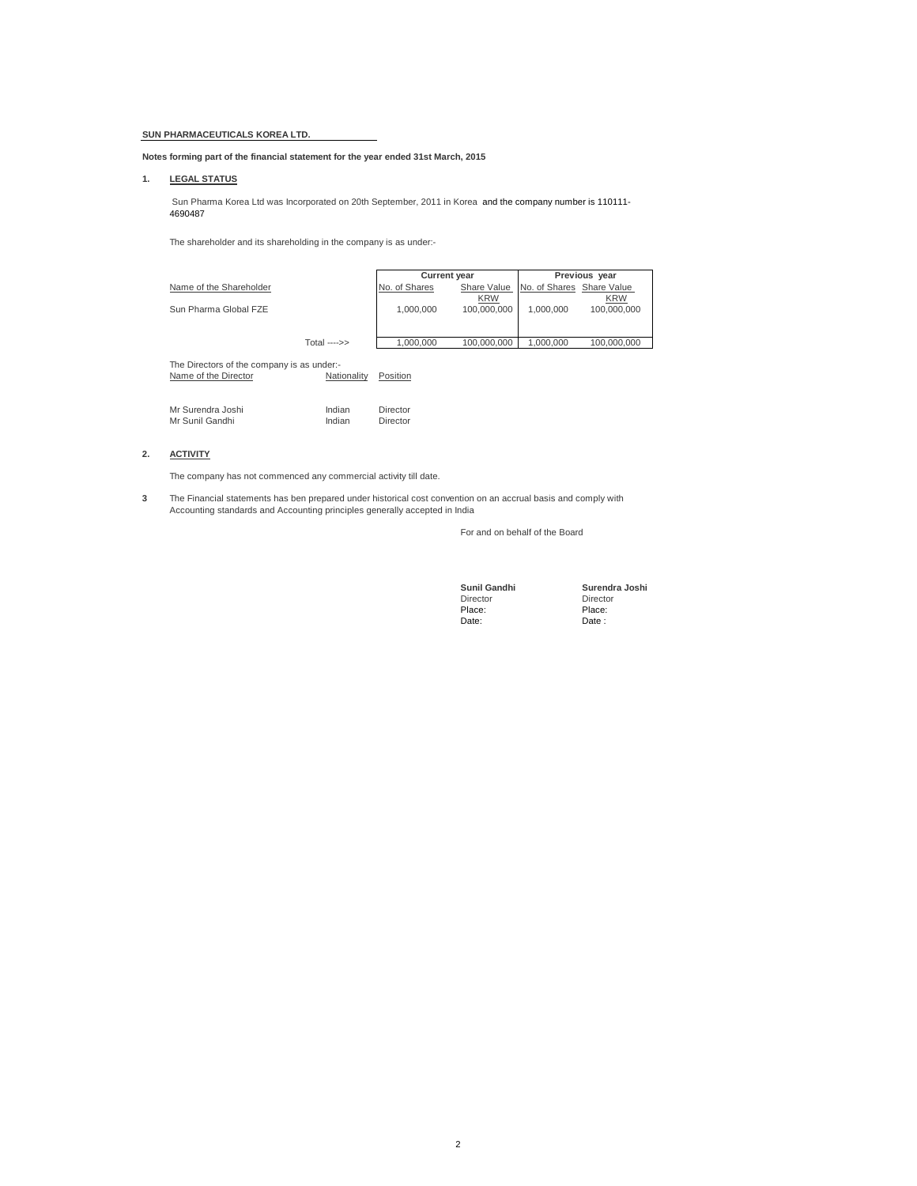**SUN PHARMACEUTICALS KOREA LTD.**

**Notes forming part of the financial statement for the year ended 31st March, 2015**

## 1. LEGAL STATUS

Sun Pharma Korea Ltd was Incorporated on 20th September, 2011 in Korea and the company number is 110111-4690487

The shareholder and its shareholding in the company is as under:-

| Name of the Shareholder | Current year | | Previous year | |
|---|---|---|---|---|
| | No. of Shares | Share Value KRW | No. of Shares | Share Value KRW |
| Sun Pharma Global FZE | 1,000,000 | 100,000,000 | 1,000,000 | 100,000,000 |
| Total ---->> | 1,000,000 | 100,000,000 | 1,000,000 | 100,000,000 |

The Directors of the company is as under:-

| Name of the Director | Nationality | Position |
|---|---|---|
| Mr Surendra Joshi | Indian | Director |
| Mr Sunil Gandhi | Indian | Director |

## 2. ACTIVITY

The company has not commenced any commercial activity till date.

**3** The Financial statements has ben prepared under historical cost convention on an accrual basis and comply with Accounting standards and Accounting principles generally accepted in India

For and on behalf of the Board

| **Sunil Gandhi** | **Surendra Joshi** |
|---|---|
| Director | Director |
| Place: | Place: |
| Date: | Date : |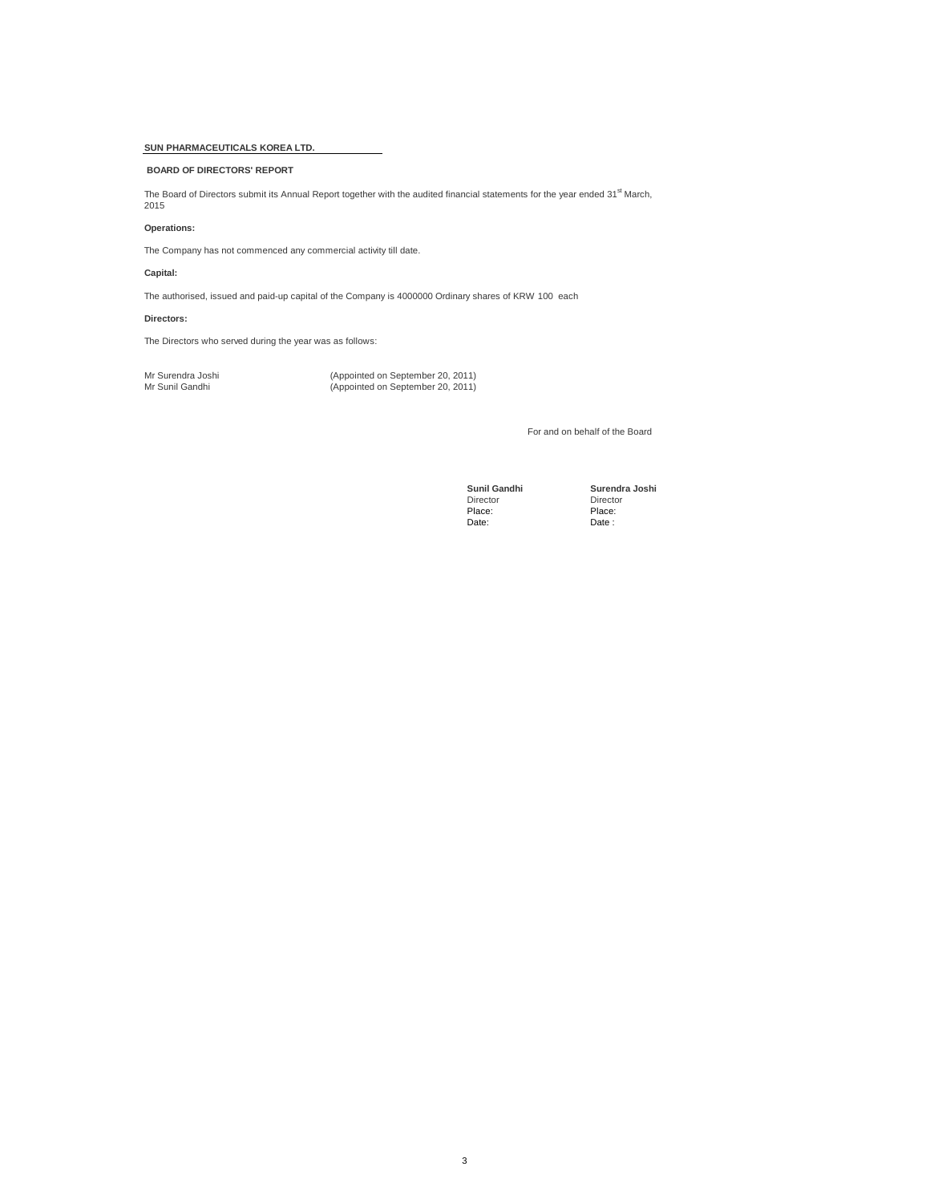**SUN PHARMACEUTICALS KOREA LTD.**

**BOARD OF DIRECTORS' REPORT**

The Board of Directors submit its Annual Report together with the audited financial statements for the year ended 31st March, 2015

**Operations:**

The Company has not commenced any commercial activity till date.

**Capital:**

The authorised, issued and paid-up capital of the Company is 4000000 Ordinary shares of KRW 100 each

**Directors:**

The Directors who served during the year was as follows:

| | |
|---|---|
| Mr Surendra Joshi | (Appointed on September 20, 2011) |
| Mr Sunil Gandhi | (Appointed on September 20, 2011) |

For and on behalf of the Board

| | |
|---|---|
| **Sunil Gandhi** | **Surendra Joshi** |
| Director | Director |
| Place: | Place: |
| Date: | Date : |